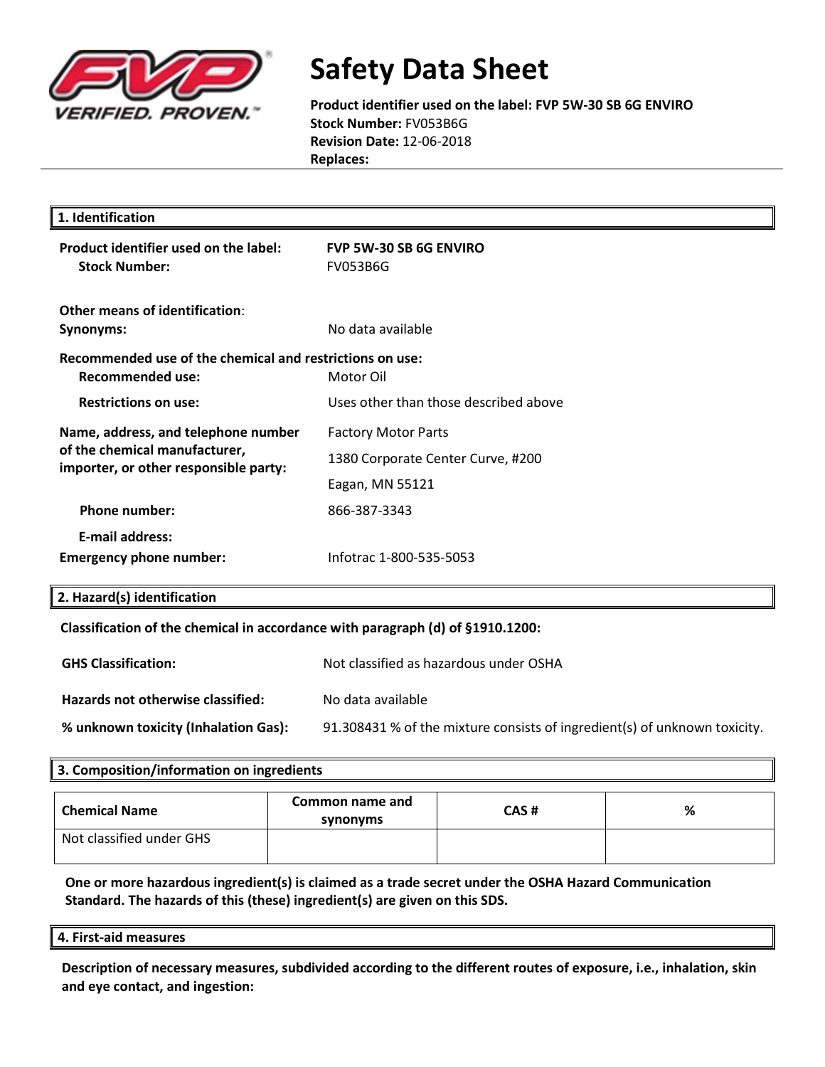# Safety Data Sheet

**Product identifier used on the label: FVP 5W-30 SB 6G ENVIRO**
**Stock Number:** FV053B6G
**Revision Date:** 12-06-2018
**Replaces:**

## 1. Identification

| | |
|---|---|
| **Product identifier used on the label:** | **FVP 5W-30 SB 6G ENVIRO** |
| **Stock Number:** | FV053B6G |

**Other means of identification**:

| | |
|---|---|
| **Synonyms:** | No data available |

**Recommended use of the chemical and restrictions on use:**

| | |
|---|---|
| **Recommended use:** | Motor Oil |
| **Restrictions on use:** | Uses other than those described above |
| **Name, address, and telephone number of the chemical manufacturer, importer, or other responsible party:** | Factory Motor Parts<br>1380 Corporate Center Curve, #200<br>Eagan, MN 55121 |
| **Phone number:** | 866-387-3343 |
| **E-mail address:** | |
| **Emergency phone number:** | Infotrac 1-800-535-5053 |

## 2. Hazard(s) identification

**Classification of the chemical in accordance with paragraph (d) of §1910.1200:**

| | |
|---|---|
| **GHS Classification:** | Not classified as hazardous under OSHA |
| **Hazards not otherwise classified:** | No data available |
| **% unknown toxicity (Inhalation Gas):** | 91.308431 % of the mixture consists of ingredient(s) of unknown toxicity. |

## 3. Composition/information on ingredients

| Chemical Name | Common name and synonyms | CAS # | % |
|---|---|---|---|
| Not classified under GHS | | | |

**One or more hazardous ingredient(s) is claimed as a trade secret under the OSHA Hazard Communication Standard. The hazards of this (these) ingredient(s) are given on this SDS.**

## 4. First-aid measures

**Description of necessary measures, subdivided according to the different routes of exposure, i.e., inhalation, skin and eye contact, and ingestion:**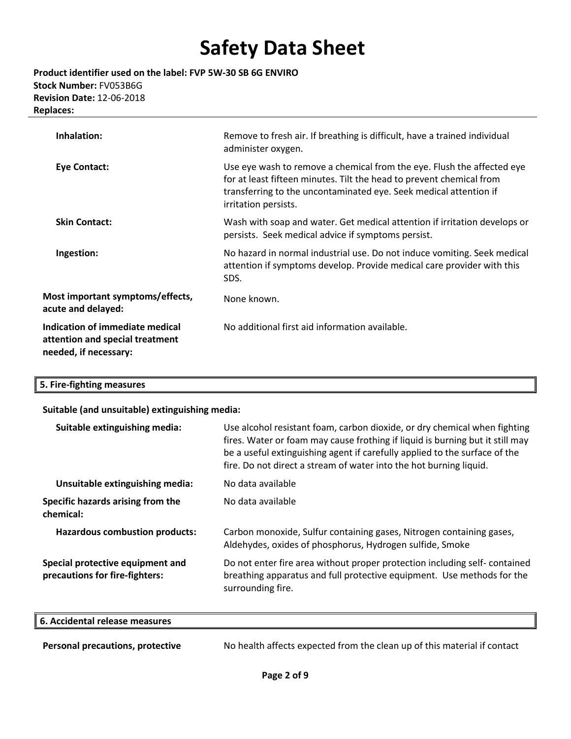| | |
|---|---|
| **Inhalation:** | Remove to fresh air. If breathing is difficult, have a trained individual administer oxygen. |
| **Eye Contact:** | Use eye wash to remove a chemical from the eye. Flush the affected eye for at least fifteen minutes. Tilt the head to prevent chemical from transferring to the uncontaminated eye. Seek medical attention if irritation persists. |
| **Skin Contact:** | Wash with soap and water. Get medical attention if irritation develops or persists. Seek medical advice if symptoms persist. |
| **Ingestion:** | No hazard in normal industrial use. Do not induce vomiting. Seek medical attention if symptoms develop. Provide medical care provider with this SDS. |
| **Most important symptoms/effects, acute and delayed:** | None known. |
| **Indication of immediate medical attention and special treatment needed, if necessary:** | No additional first aid information available. |

## 5. Fire-fighting measures

**Suitable (and unsuitable) extinguishing media:**

| | |
|---|---|
| **Suitable extinguishing media:** | Use alcohol resistant foam, carbon dioxide, or dry chemical when fighting fires. Water or foam may cause frothing if liquid is burning but it still may be a useful extinguishing agent if carefully applied to the surface of the fire. Do not direct a stream of water into the hot burning liquid. |
| **Unsuitable extinguishing media:** | No data available |
| **Specific hazards arising from the chemical:** | No data available |
| **Hazardous combustion products:** | Carbon monoxide, Sulfur containing gases, Nitrogen containing gases, Aldehydes, oxides of phosphorus, Hydrogen sulfide, Smoke |
| **Special protective equipment and precautions for fire-fighters:** | Do not enter fire area without proper protection including self- contained breathing apparatus and full protective equipment. Use methods for the surrounding fire. |

## 6. Accidental release measures

| | |
|---|---|
| **Personal precautions, protective** | No health affects expected from the clean up of this material if contact |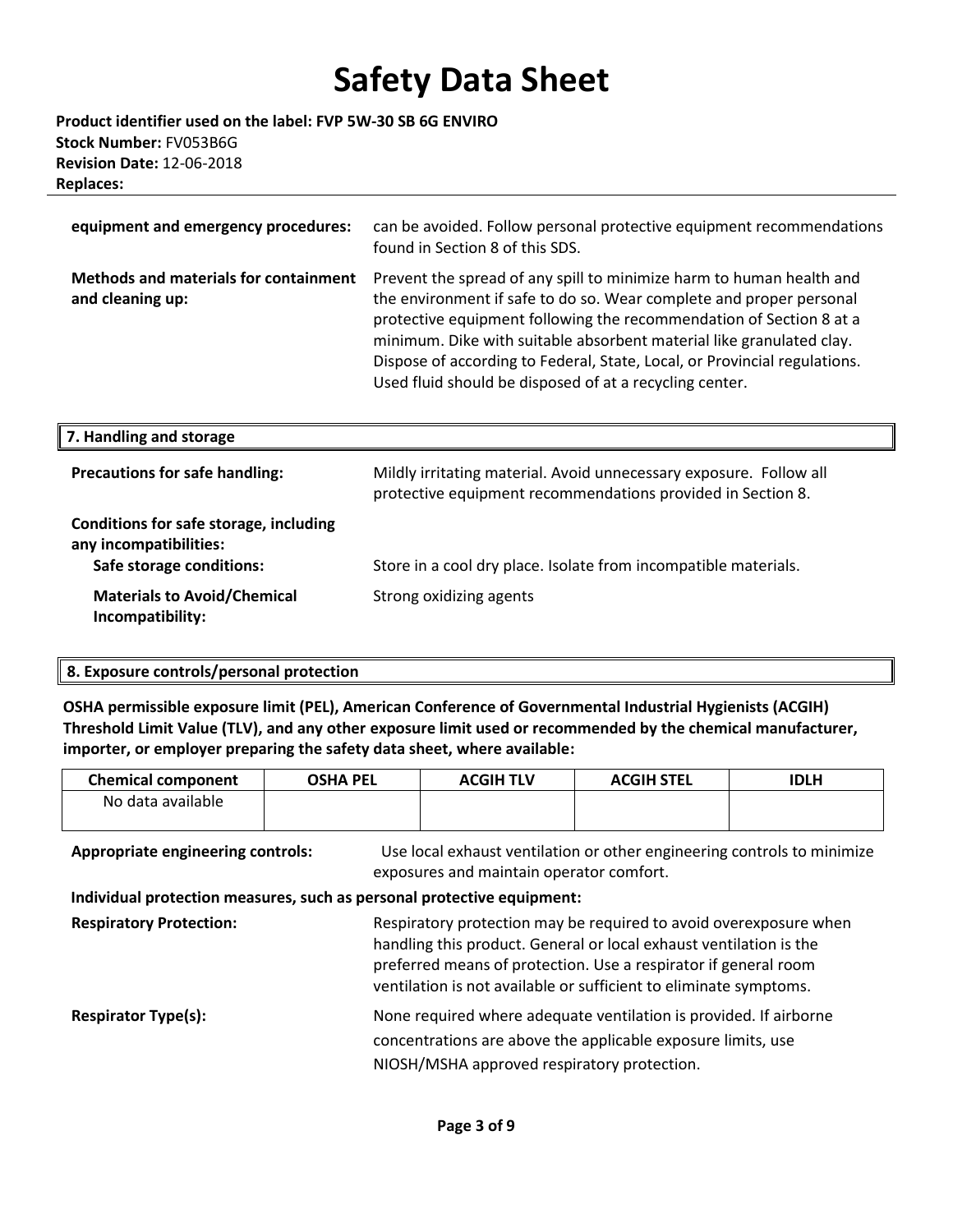| | |
|---|---|
| **equipment and emergency procedures:** | can be avoided. Follow personal protective equipment recommendations found in Section 8 of this SDS. |
| **Methods and materials for containment and cleaning up:** | Prevent the spread of any spill to minimize harm to human health and the environment if safe to do so. Wear complete and proper personal protective equipment following the recommendation of Section 8 at a minimum. Dike with suitable absorbent material like granulated clay. Dispose of according to Federal, State, Local, or Provincial regulations. Used fluid should be disposed of at a recycling center. |

## 7. Handling and storage

| | |
|---|---|
| **Precautions for safe handling:** | Mildly irritating material. Avoid unnecessary exposure. Follow all protective equipment recommendations provided in Section 8. |
| **Conditions for safe storage, including any incompatibilities:** | |
| **Safe storage conditions:** | Store in a cool dry place. Isolate from incompatible materials. |
| **Materials to Avoid/Chemical Incompatibility:** | Strong oxidizing agents |

## 8. Exposure controls/personal protection

**OSHA permissible exposure limit (PEL), American Conference of Governmental Industrial Hygienists (ACGIH) Threshold Limit Value (TLV), and any other exposure limit used or recommended by the chemical manufacturer, importer, or employer preparing the safety data sheet, where available:**

| Chemical component | OSHA PEL | ACGIH TLV | ACGIH STEL | IDLH |
|---|---|---|---|---|
| No data available | | | | |

| | |
|---|---|
| **Appropriate engineering controls:** | Use local exhaust ventilation or other engineering controls to minimize exposures and maintain operator comfort. |

**Individual protection measures, such as personal protective equipment:**

| | |
|---|---|
| **Respiratory Protection:** | Respiratory protection may be required to avoid overexposure when handling this product. General or local exhaust ventilation is the preferred means of protection. Use a respirator if general room ventilation is not available or sufficient to eliminate symptoms. |
| **Respirator Type(s):** | None required where adequate ventilation is provided. If airborne concentrations are above the applicable exposure limits, use NIOSH/MSHA approved respiratory protection. |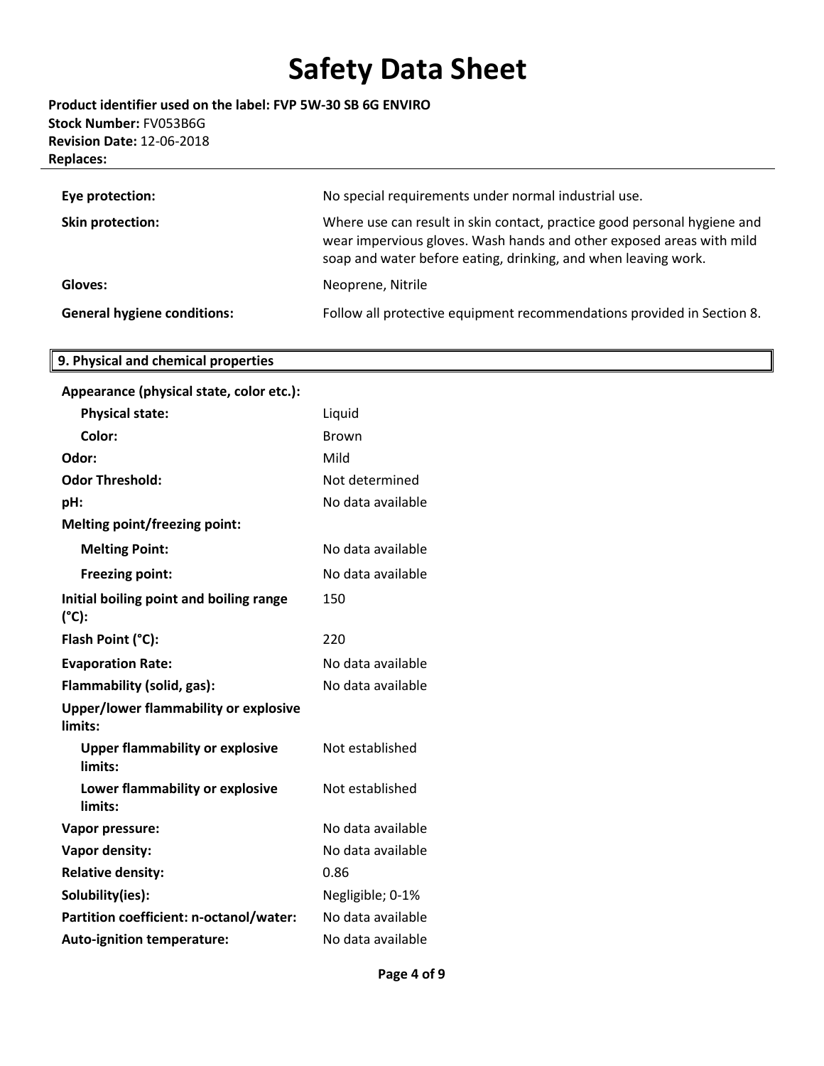| | |
|---|---|
| **Eye protection:** | No special requirements under normal industrial use. |
| **Skin protection:** | Where use can result in skin contact, practice good personal hygiene and wear impervious gloves. Wash hands and other exposed areas with mild soap and water before eating, drinking, and when leaving work. |
| **Gloves:** | Neoprene, Nitrile |
| **General hygiene conditions:** | Follow all protective equipment recommendations provided in Section 8. |

## 9. Physical and chemical properties

| | |
|---|---|
| **Appearance (physical state, color etc.):** | |
| **Physical state:** | Liquid |
| **Color:** | Brown |
| **Odor:** | Mild |
| **Odor Threshold:** | Not determined |
| **pH:** | No data available |
| **Melting point/freezing point:** | |
| **Melting Point:** | No data available |
| **Freezing point:** | No data available |
| **Initial boiling point and boiling range (°C):** | 150 |
| **Flash Point (°C):** | 220 |
| **Evaporation Rate:** | No data available |
| **Flammability (solid, gas):** | No data available |
| **Upper/lower flammability or explosive limits:** | |
| **Upper flammability or explosive limits:** | Not established |
| **Lower flammability or explosive limits:** | Not established |
| **Vapor pressure:** | No data available |
| **Vapor density:** | No data available |
| **Relative density:** | 0.86 |
| **Solubility(ies):** | Negligible; 0-1% |
| **Partition coefficient: n-octanol/water:** | No data available |
| **Auto-ignition temperature:** | No data available |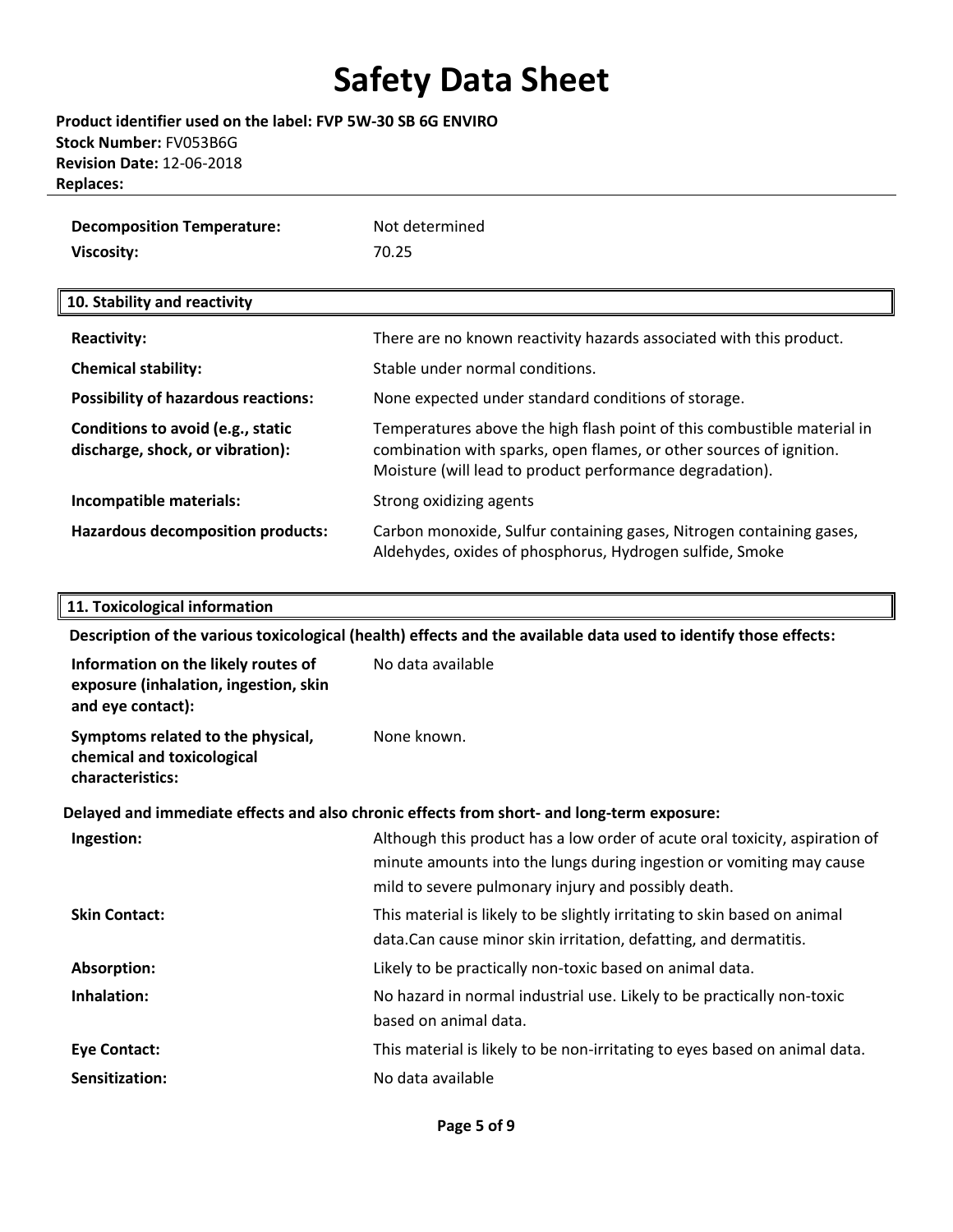| | |
|---|---|
| **Decomposition Temperature:** | Not determined |
| **Viscosity:** | 70.25 |

## 10. Stability and reactivity

| | |
|---|---|
| **Reactivity:** | There are no known reactivity hazards associated with this product. |
| **Chemical stability:** | Stable under normal conditions. |
| **Possibility of hazardous reactions:** | None expected under standard conditions of storage. |
| **Conditions to avoid (e.g., static discharge, shock, or vibration):** | Temperatures above the high flash point of this combustible material in combination with sparks, open flames, or other sources of ignition. Moisture (will lead to product performance degradation). |
| **Incompatible materials:** | Strong oxidizing agents |
| **Hazardous decomposition products:** | Carbon monoxide, Sulfur containing gases, Nitrogen containing gases, Aldehydes, oxides of phosphorus, Hydrogen sulfide, Smoke |

## 11. Toxicological information

**Description of the various toxicological (health) effects and the available data used to identify those effects:**

| | |
|---|---|
| **Information on the likely routes of exposure (inhalation, ingestion, skin and eye contact):** | No data available |
| **Symptoms related to the physical, chemical and toxicological characteristics:** | None known. |

**Delayed and immediate effects and also chronic effects from short- and long-term exposure:**

| | |
|---|---|
| **Ingestion:** | Although this product has a low order of acute oral toxicity, aspiration of minute amounts into the lungs during ingestion or vomiting may cause mild to severe pulmonary injury and possibly death. |
| **Skin Contact:** | This material is likely to be slightly irritating to skin based on animal data.Can cause minor skin irritation, defatting, and dermatitis. |
| **Absorption:** | Likely to be practically non-toxic based on animal data. |
| **Inhalation:** | No hazard in normal industrial use. Likely to be practically non-toxic based on animal data. |
| **Eye Contact:** | This material is likely to be non-irritating to eyes based on animal data. |
| **Sensitization:** | No data available |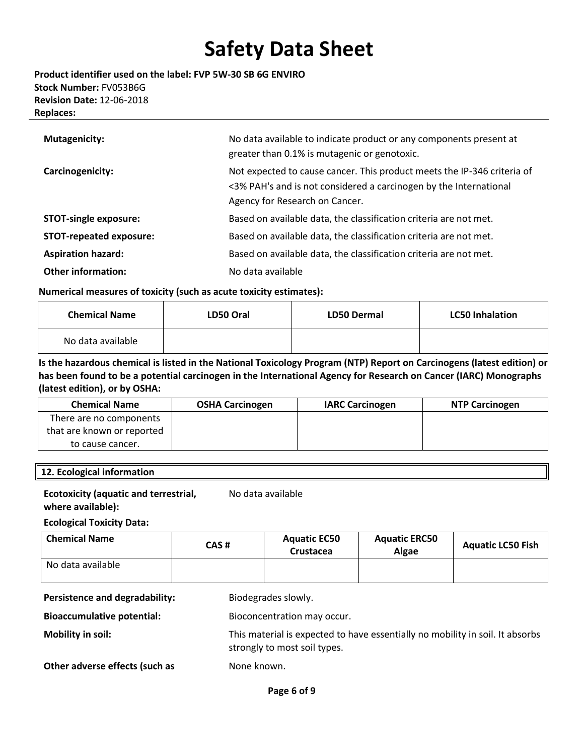**Mutagenicity:** No data available to indicate product or any components present at greater than 0.1% is mutagenic or genotoxic.

**Carcinogenicity:** Not expected to cause cancer. This product meets the IP-346 criteria of <3% PAH's and is not considered a carcinogen by the International Agency for Research on Cancer.

**STOT-single exposure:** Based on available data, the classification criteria are not met.

**STOT-repeated exposure:** Based on available data, the classification criteria are not met.

**Aspiration hazard:** Based on available data, the classification criteria are not met.

**Other information:** No data available

**Numerical measures of toxicity (such as acute toxicity estimates):**

| Chemical Name | LD50 Oral | LD50 Dermal | LC50 Inhalation |
|---|---|---|---|
| No data available | | | |

**Is the hazardous chemical is listed in the National Toxicology Program (NTP) Report on Carcinogens (latest edition) or has been found to be a potential carcinogen in the International Agency for Research on Cancer (IARC) Monographs (latest edition), or by OSHA:**

| Chemical Name | OSHA Carcinogen | IARC Carcinogen | NTP Carcinogen |
|---|---|---|---|
| There are no components that are known or reported to cause cancer. | | | |

## 12. Ecological information

**Ecotoxicity (aquatic and terrestrial, where available):** No data available

**Ecological Toxicity Data:**

| Chemical Name | CAS # | Aquatic EC50 Crustacea | Aquatic ERC50 Algae | Aquatic LC50 Fish |
|---|---|---|---|---|
| No data available | | | | |

**Persistence and degradability:** Biodegrades slowly.

**Bioaccumulative potential:** Bioconcentration may occur.

**Mobility in soil:** This material is expected to have essentially no mobility in soil. It absorbs strongly to most soil types.

**Other adverse effects (such as** None known.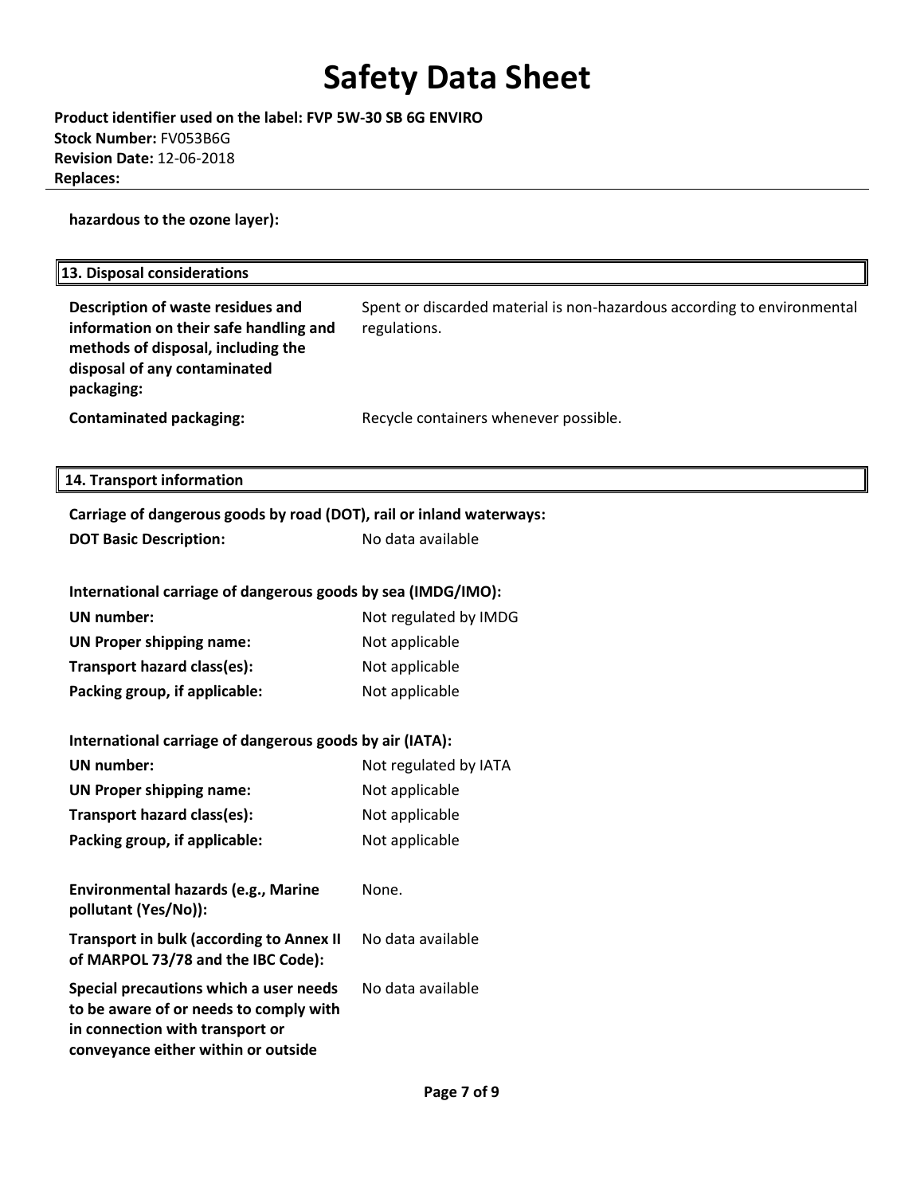**hazardous to the ozone layer):**

## 13. Disposal considerations

| | |
|---|---|
| **Description of waste residues and information on their safe handling and methods of disposal, including the disposal of any contaminated packaging:** | Spent or discarded material is non-hazardous according to environmental regulations. |
| **Contaminated packaging:** | Recycle containers whenever possible. |

## 14. Transport information

**Carriage of dangerous goods by road (DOT), rail or inland waterways:**

| | |
|---|---|
| **DOT Basic Description:** | No data available |

**International carriage of dangerous goods by sea (IMDG/IMO):**

| | |
|---|---|
| **UN number:** | Not regulated by IMDG |
| **UN Proper shipping name:** | Not applicable |
| **Transport hazard class(es):** | Not applicable |
| **Packing group, if applicable:** | Not applicable |

**International carriage of dangerous goods by air (IATA):**

| | |
|---|---|
| **UN number:** | Not regulated by IATA |
| **UN Proper shipping name:** | Not applicable |
| **Transport hazard class(es):** | Not applicable |
| **Packing group, if applicable:** | Not applicable |

| | |
|---|---|
| **Environmental hazards (e.g., Marine pollutant (Yes/No)):** | None. |
| **Transport in bulk (according to Annex II of MARPOL 73/78 and the IBC Code):** | No data available |
| **Special precautions which a user needs to be aware of or needs to comply with in connection with transport or conveyance either within or outside** | No data available |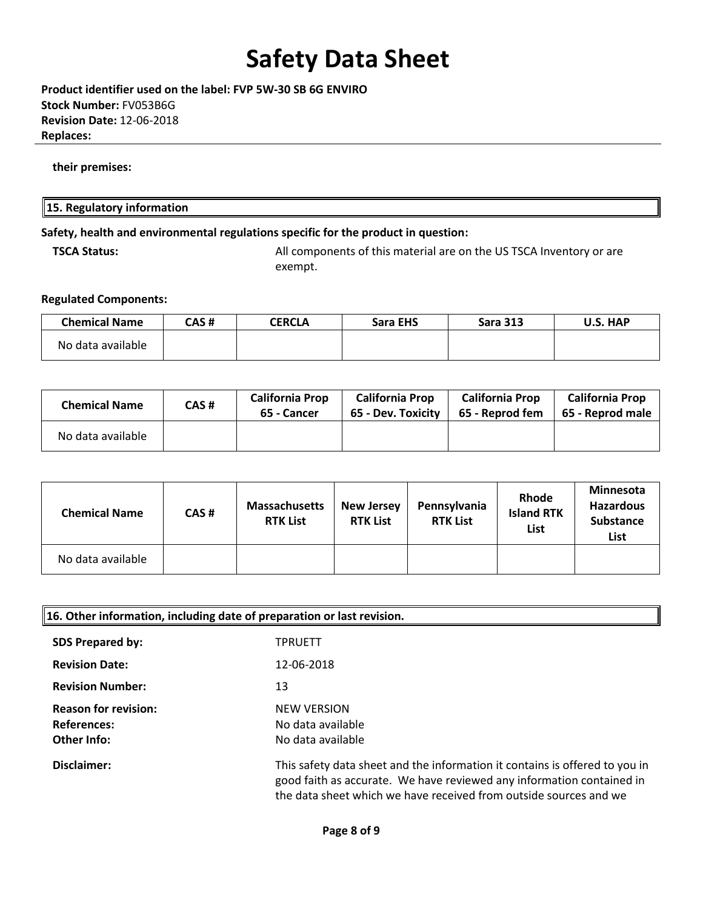**their premises:**

## 15. Regulatory information

**Safety, health and environmental regulations specific for the product in question:**

**TSCA Status:** All components of this material are on the US TSCA Inventory or are exempt.

**Regulated Components:**

| Chemical Name | CAS # | CERCLA | Sara EHS | Sara 313 | U.S. HAP |
|---|---|---|---|---|---|
| No data available | | | | | |

| Chemical Name | CAS # | California Prop 65 - Cancer | California Prop 65 - Dev. Toxicity | California Prop 65 - Reprod fem | California Prop 65 - Reprod male |
|---|---|---|---|---|---|
| No data available | | | | | |

| Chemical Name | CAS # | Massachusetts RTK List | New Jersey RTK List | Pennsylvania RTK List | Rhode Island RTK List | Minnesota Hazardous Substance List |
|---|---|---|---|---|---|---|
| No data available | | | | | | |

## 16. Other information, including date of preparation or last revision.

**SDS Prepared by:** TPRUETT

**Revision Date:** 12-06-2018

**Revision Number:** 13

**Reason for revision:** NEW VERSION
**References:** No data available
**Other Info:** No data available

**Disclaimer:** This safety data sheet and the information it contains is offered to you in good faith as accurate. We have reviewed any information contained in the data sheet which we have received from outside sources and we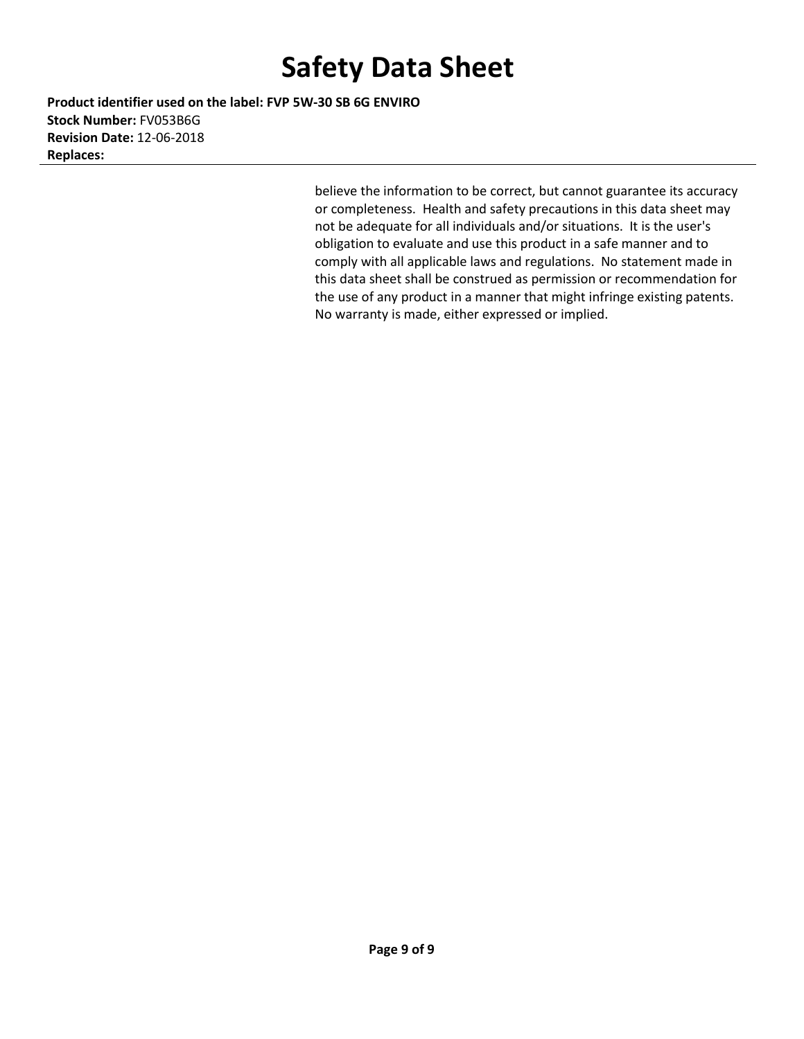believe the information to be correct, but cannot guarantee its accuracy or completeness. Health and safety precautions in this data sheet may not be adequate for all individuals and/or situations. It is the user's obligation to evaluate and use this product in a safe manner and to comply with all applicable laws and regulations. No statement made in this data sheet shall be construed as permission or recommendation for the use of any product in a manner that might infringe existing patents. No warranty is made, either expressed or implied.